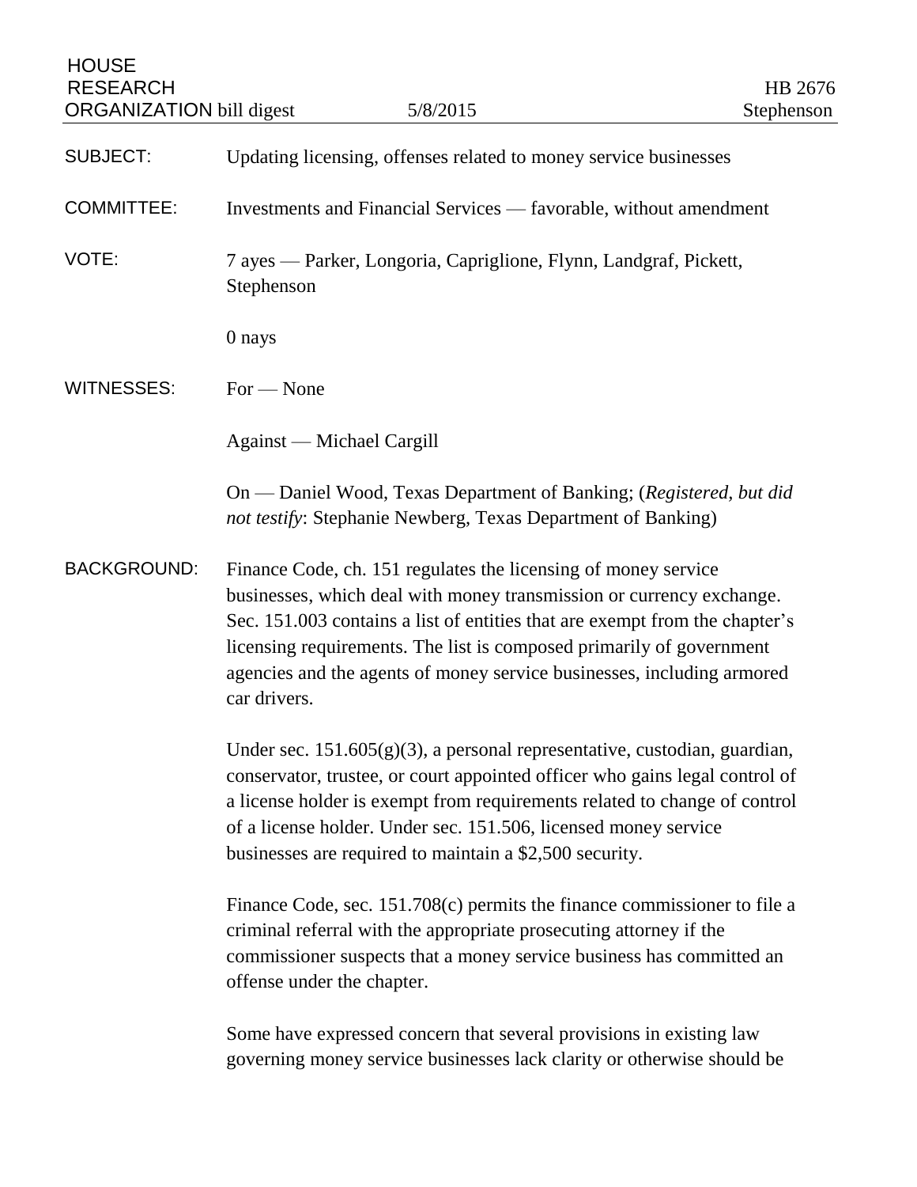HOUSE RESEARCH ORGANIZATION bill digest — 5/8/2015 — HB 2676 Stephenson

**SUBJECT:** Updating licensing, offenses related to money service businesses

**COMMITTEE:** Investments and Financial Services — favorable, without amendment

**VOTE:** 7 ayes — Parker, Longoria, Capriglione, Flynn, Landgraf, Pickett, Stephenson

0 nays

**WITNESSES:** For — None

Against — Michael Cargill

On — Daniel Wood, Texas Department of Banking; (*Registered, but did not testify*: Stephanie Newberg, Texas Department of Banking)

**BACKGROUND:** Finance Code, ch. 151 regulates the licensing of money service businesses, which deal with money transmission or currency exchange. Sec. 151.003 contains a list of entities that are exempt from the chapter's licensing requirements. The list is composed primarily of government agencies and the agents of money service businesses, including armored car drivers.

Under sec. 151.605(g)(3), a personal representative, custodian, guardian, conservator, trustee, or court appointed officer who gains legal control of a license holder is exempt from requirements related to change of control of a license holder. Under sec. 151.506, licensed money service businesses are required to maintain a $2,500 security.

Finance Code, sec. 151.708(c) permits the finance commissioner to file a criminal referral with the appropriate prosecuting attorney if the commissioner suspects that a money service business has committed an offense under the chapter.

Some have expressed concern that several provisions in existing law governing money service businesses lack clarity or otherwise should be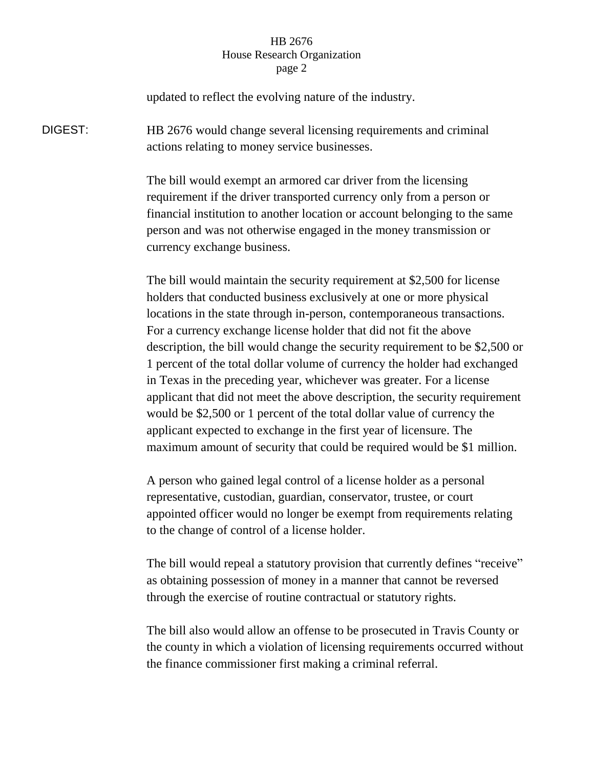updated to reflect the evolving nature of the industry.

**DIGEST:** HB 2676 would change several licensing requirements and criminal actions relating to money service businesses.

The bill would exempt an armored car driver from the licensing requirement if the driver transported currency only from a person or financial institution to another location or account belonging to the same person and was not otherwise engaged in the money transmission or currency exchange business.

The bill would maintain the security requirement at $2,500 for license holders that conducted business exclusively at one or more physical locations in the state through in-person, contemporaneous transactions. For a currency exchange license holder that did not fit the above description, the bill would change the security requirement to be $2,500 or 1 percent of the total dollar volume of currency the holder had exchanged in Texas in the preceding year, whichever was greater. For a license applicant that did not meet the above description, the security requirement would be $2,500 or 1 percent of the total dollar value of currency the applicant expected to exchange in the first year of licensure. The maximum amount of security that could be required would be $1 million.

A person who gained legal control of a license holder as a personal representative, custodian, guardian, conservator, trustee, or court appointed officer would no longer be exempt from requirements relating to the change of control of a license holder.

The bill would repeal a statutory provision that currently defines "receive" as obtaining possession of money in a manner that cannot be reversed through the exercise of routine contractual or statutory rights.

The bill also would allow an offense to be prosecuted in Travis County or the county in which a violation of licensing requirements occurred without the finance commissioner first making a criminal referral.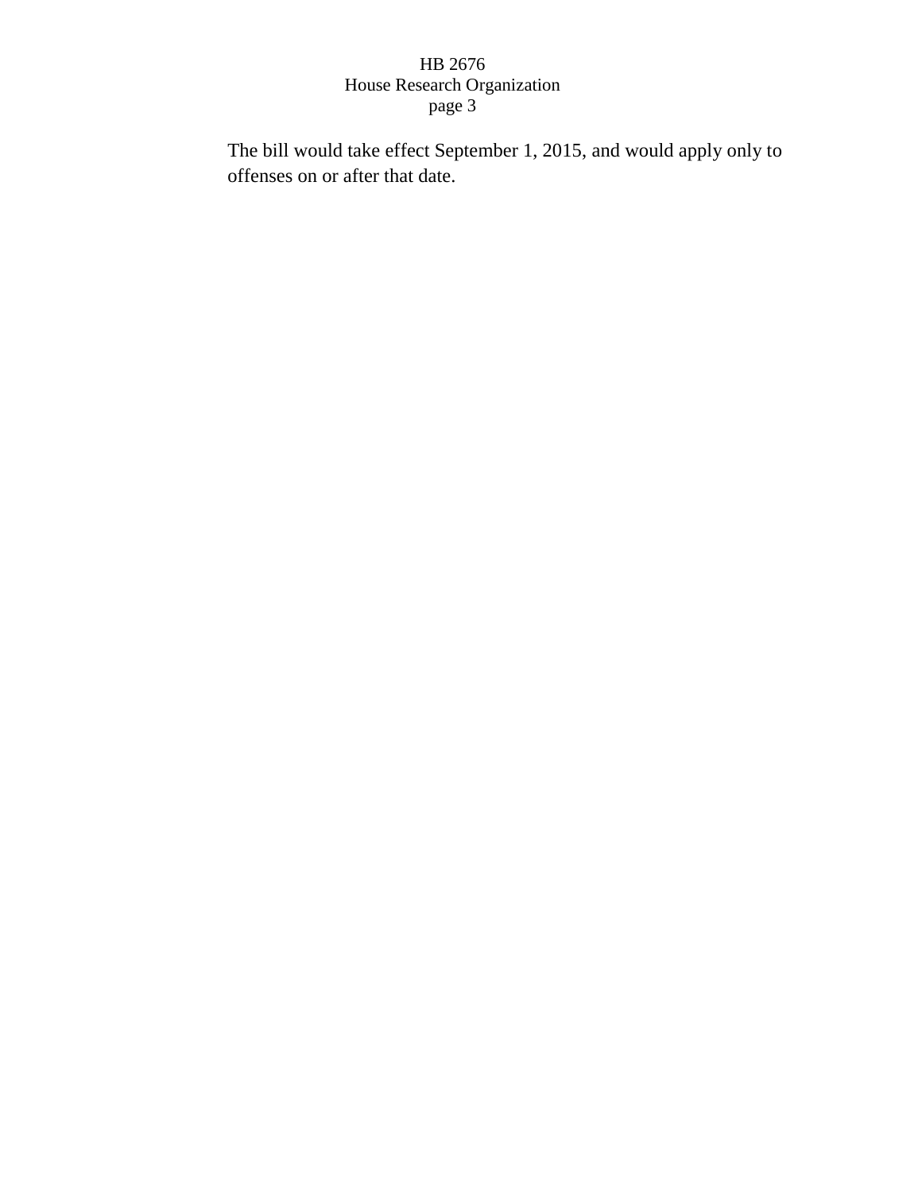The bill would take effect September 1, 2015, and would apply only to offenses on or after that date.